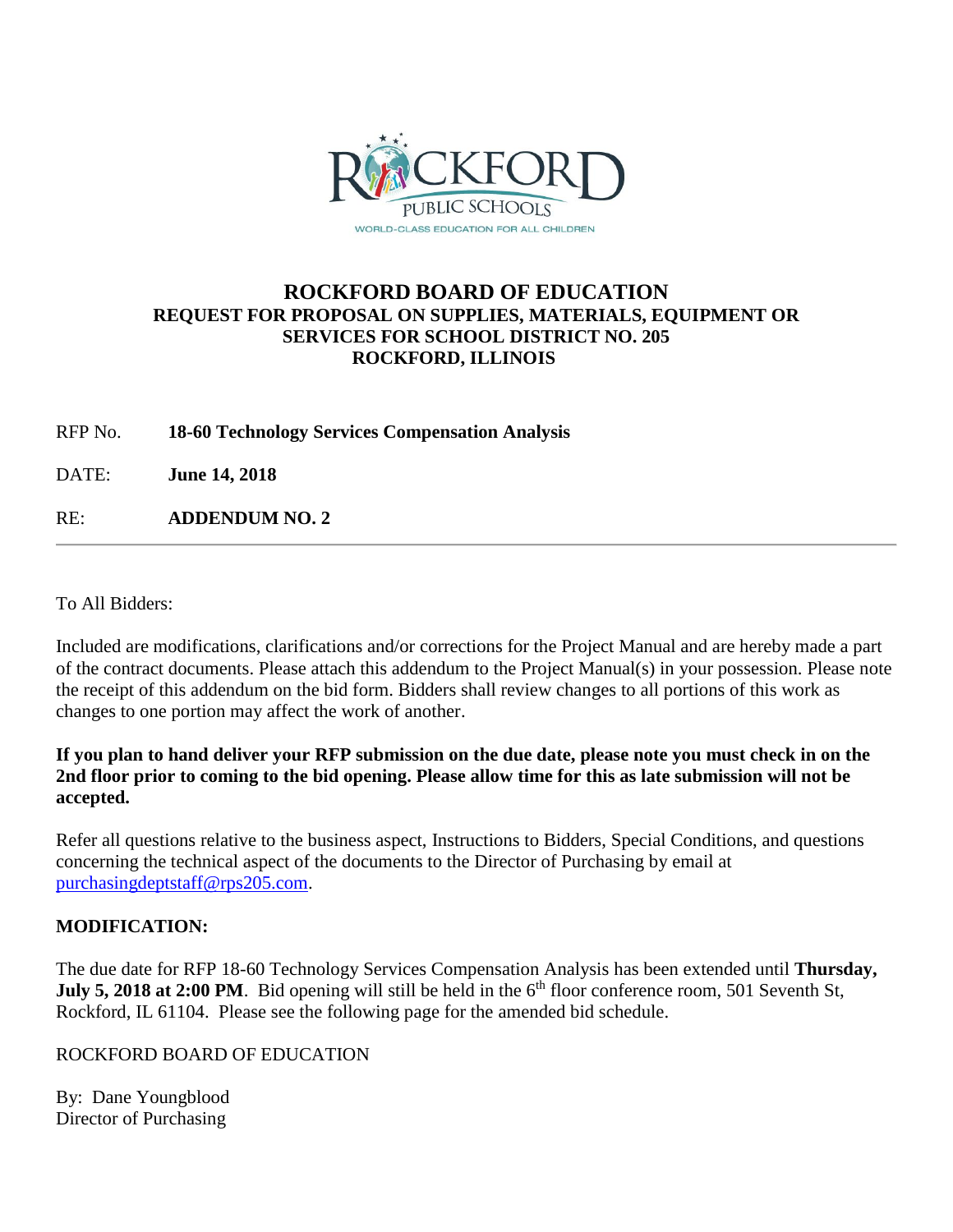# ROCKFORD BOARD OF EDUCATION

## REQUEST FOR PROPOSAL ON SUPPLIES, MATERIALS, EQUIPMENT OR SERVICES FOR SCHOOL DISTRICT NO. 205 ROCKFORD, ILLINOIS

RFP No. **18-60 Technology Services Compensation Analysis**

DATE: **June 14, 2018**

RE: **ADDENDUM NO. 2**

---

To All Bidders:

Included are modifications, clarifications and/or corrections for the Project Manual and are hereby made a part of the contract documents. Please attach this addendum to the Project Manual(s) in your possession. Please note the receipt of this addendum on the bid form. Bidders shall review changes to all portions of this work as changes to one portion may affect the work of another.

**If you plan to hand deliver your RFP submission on the due date, please note you must check in on the 2nd floor prior to coming to the bid opening. Please allow time for this as late submission will not be accepted.**

Refer all questions relative to the business aspect, Instructions to Bidders, Special Conditions, and questions concerning the technical aspect of the documents to the Director of Purchasing by email at purchasingdeptstaff@rps205.com.

**MODIFICATION:**

The due date for RFP 18-60 Technology Services Compensation Analysis has been extended until **Thursday, July 5, 2018 at 2:00 PM**. Bid opening will still be held in the 6th floor conference room, 501 Seventh St, Rockford, IL 61104. Please see the following page for the amended bid schedule.

ROCKFORD BOARD OF EDUCATION

By: Dane Youngblood
Director of Purchasing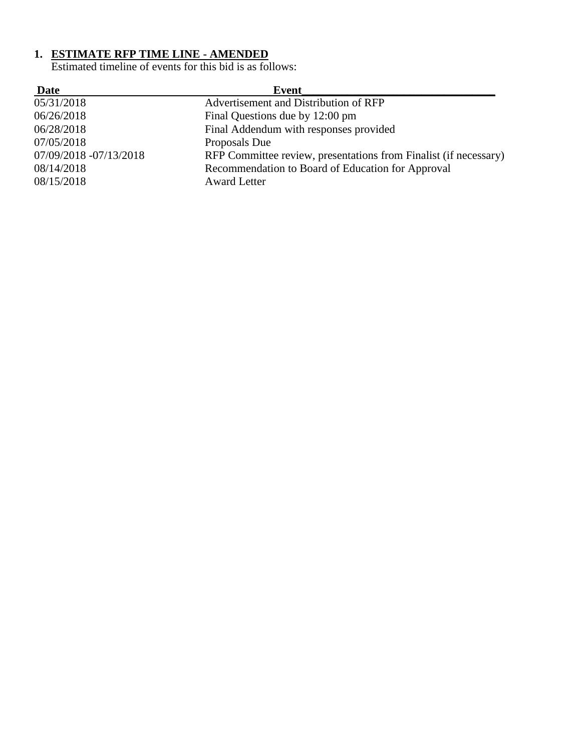## 1. ESTIMATE RFP TIME LINE - AMENDED

Estimated timeline of events for this bid is as follows:

| Date | Event |
|---|---|
| 05/31/2018 | Advertisement and Distribution of RFP |
| 06/26/2018 | Final Questions due by 12:00 pm |
| 06/28/2018 | Final Addendum with responses provided |
| 07/05/2018 | Proposals Due |
| 07/09/2018 -07/13/2018 | RFP Committee review, presentations from Finalist (if necessary) |
| 08/14/2018 | Recommendation to Board of Education for Approval |
| 08/15/2018 | Award Letter |